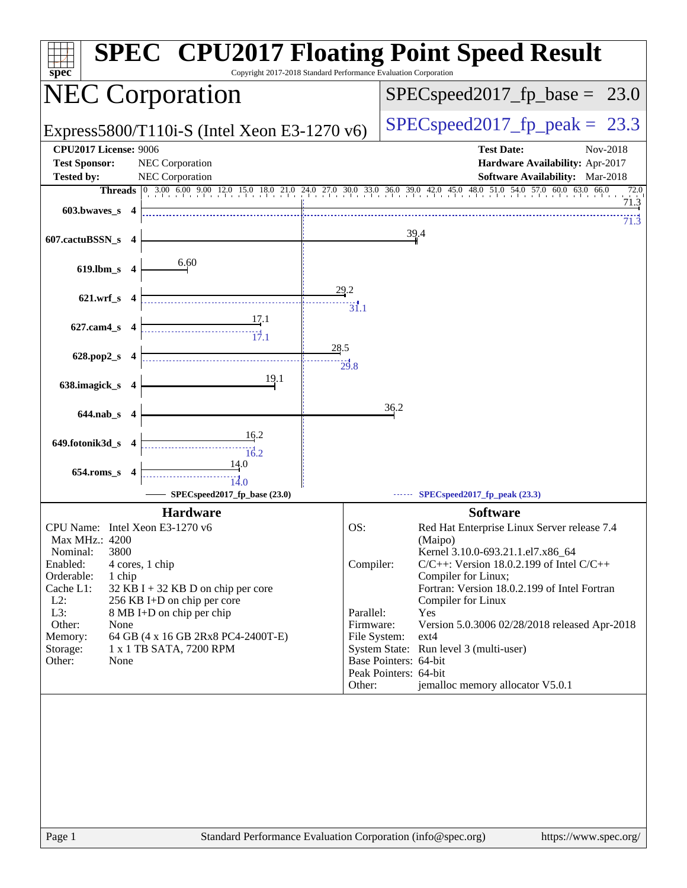# SPEC CPU2017 Floating Point Speed Result

Copyright 2017-2018 Standard Performance Evaluation Corporation

## NEC Corporation

Express5800/T110i-S (Intel Xeon E3-1270 v6)

SPECspeed2017_fp_base = 23.0

SPECspeed2017_fp_peak = 23.3

**CPU2017 License:** 9006
**Test Sponsor:** NEC Corporation
**Tested by:** NEC Corporation

**Test Date:** Nov-2018
**Hardware Availability:** Apr-2017
**Software Availability:** Mar-2018

| Benchmark | Threads | Base | Peak |
|---|---|---|---|
| 603.bwaves_s | 4 | 71.3 | 71.3 |
| 607.cactuBSSN_s | 4 | 39.4 | |
| 619.lbm_s | 4 | 6.60 | |
| 621.wrf_s | 4 | 29.2 | 31.1 |
| 627.cam4_s | 4 | 17.1 | 17.1 |
| 628.pop2_s | 4 | 28.5 | 29.8 |
| 638.imagick_s | 4 | 19.1 | |
| 644.nab_s | 4 | 36.2 | |
| 649.fotonik3d_s | 4 | 16.2 | 16.2 |
| 654.roms_s | 4 | 14.0 | 14.0 |

SPECspeed2017_fp_base (23.0) — SPECspeed2017_fp_peak (23.3)

## Hardware

| | |
|---|---|
| CPU Name: | Intel Xeon E3-1270 v6 |
| Max MHz.: | 4200 |
| Nominal: | 3800 |
| Enabled: | 4 cores, 1 chip |
| Orderable: | 1 chip |
| Cache L1: | 32 KB I + 32 KB D on chip per core |
| L2: | 256 KB I+D on chip per core |
| L3: | 8 MB I+D on chip per chip |
| Other: | None |
| Memory: | 64 GB (4 x 16 GB 2Rx8 PC4-2400T-E) |
| Storage: | 1 x 1 TB SATA, 7200 RPM |
| Other: | None |

## Software

| | |
|---|---|
| OS: | Red Hat Enterprise Linux Server release 7.4 (Maipo) Kernel 3.10.0-693.21.1.el7.x86_64 |
| Compiler: | C/C++: Version 18.0.2.199 of Intel C/C++ Compiler for Linux; Fortran: Version 18.0.2.199 of Intel Fortran Compiler for Linux |
| Parallel: | Yes |
| Firmware: | Version 5.0.3006 02/28/2018 released Apr-2018 |
| File System: | ext4 |
| System State: | Run level 3 (multi-user) |
| Base Pointers: | 64-bit |
| Peak Pointers: | 64-bit |
| Other: | jemalloc memory allocator V5.0.1 |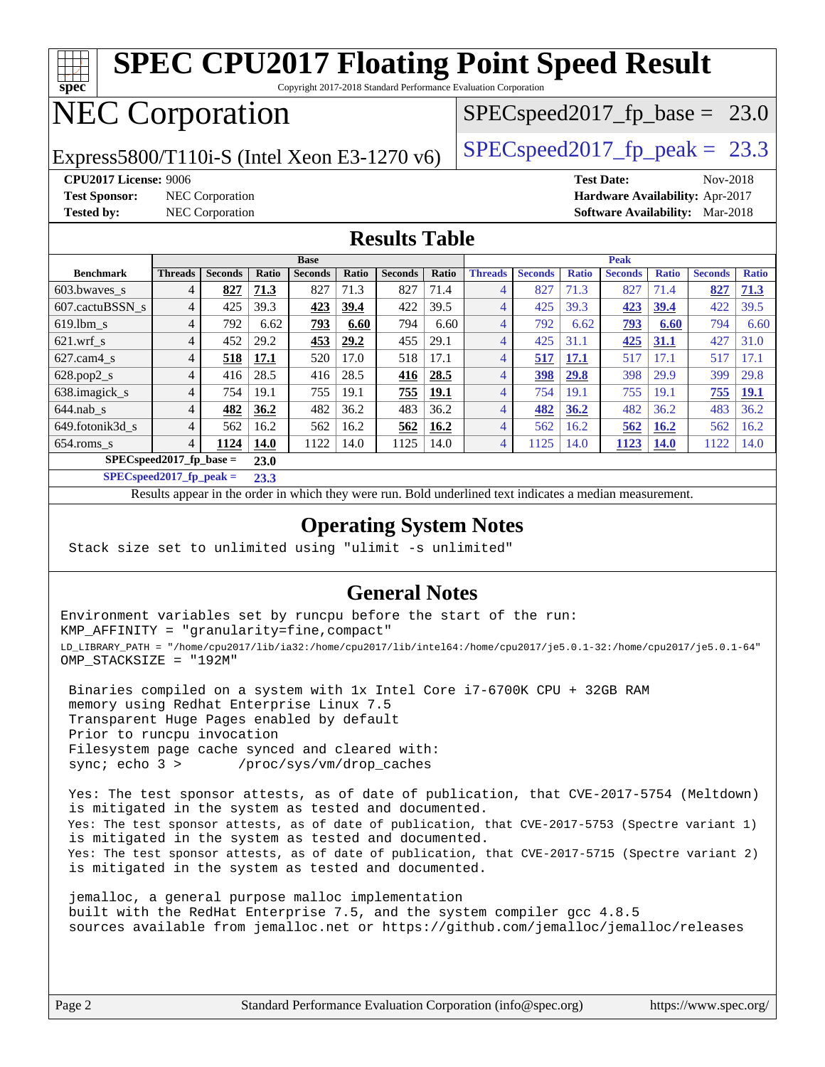# SPEC CPU2017 Floating Point Speed Result

Copyright 2017-2018 Standard Performance Evaluation Corporation

# NEC Corporation

Express5800/T110i-S (Intel Xeon E3-1270 v6)

SPECspeed2017_fp_base = 23.0

SPECspeed2017_fp_peak = 23.3

**CPU2017 License:** 9006
**Test Sponsor:** NEC Corporation
**Tested by:** NEC Corporation

**Test Date:** Nov-2018
**Hardware Availability:** Apr-2017
**Software Availability:** Mar-2018

## Results Table

| | Base | | | | | | | Peak | | | | | | |
|---|---|---|---|---|---|---|---|---|---|---|---|---|---|---|
| **Benchmark** | **Threads** | **Seconds** | **Ratio** | **Seconds** | **Ratio** | **Seconds** | **Ratio** | **Threads** | **Seconds** | **Ratio** | **Seconds** | **Ratio** | **Seconds** | **Ratio** |
| 603.bwaves_s | 4 | **827** | **71.3** | 827 | 71.3 | 827 | 71.4 | 4 | 827 | 71.3 | 827 | 71.4 | **827** | **71.3** |
| 607.cactuBSSN_s | 4 | 425 | 39.3 | **423** | **39.4** | 422 | 39.5 | 4 | 425 | 39.3 | **423** | **39.4** | 422 | 39.5 |
| 619.lbm_s | 4 | 792 | 6.62 | **793** | **6.60** | 794 | 6.60 | 4 | 792 | 6.62 | **793** | **6.60** | 794 | 6.60 |
| 621.wrf_s | 4 | 452 | 29.2 | **453** | **29.2** | 455 | 29.1 | 4 | 425 | 31.1 | **425** | **31.1** | 427 | 31.0 |
| 627.cam4_s | 4 | **518** | **17.1** | 520 | 17.0 | 518 | 17.1 | 4 | **517** | **17.1** | 517 | 17.1 | 517 | 17.1 |
| 628.pop2_s | 4 | 416 | 28.5 | 416 | 28.5 | **416** | **28.5** | 4 | **398** | **29.8** | 398 | 29.9 | 399 | 29.8 |
| 638.imagick_s | 4 | 754 | 19.1 | 755 | 19.1 | **755** | **19.1** | 4 | 754 | 19.1 | 755 | 19.1 | **755** | **19.1** |
| 644.nab_s | 4 | **482** | **36.2** | 482 | 36.2 | 483 | 36.2 | 4 | **482** | **36.2** | 482 | 36.2 | 483 | 36.2 |
| 649.fotonik3d_s | 4 | 562 | 16.2 | 562 | 16.2 | **562** | **16.2** | 4 | 562 | 16.2 | **562** | **16.2** | 562 | 16.2 |
| 654.roms_s | 4 | **1124** | **14.0** | 1122 | 14.0 | 1125 | 14.0 | 4 | 1125 | 14.0 | **1123** | **14.0** | 1122 | 14.0 |

**SPECspeed2017_fp_base = 23.0**

**SPECspeed2017_fp_peak = 23.3**

Results appear in the order in which they were run. Bold underlined text indicates a median measurement.

## Operating System Notes

```
Stack size set to unlimited using "ulimit -s unlimited"
```

## General Notes

```
Environment variables set by runcpu before the start of the run:
KMP_AFFINITY = "granularity=fine,compact"
LD_LIBRARY_PATH = "/home/cpu2017/lib/ia32:/home/cpu2017/lib/intel64:/home/cpu2017/je5.0.1-32:/home/cpu2017/je5.0.1-64"
OMP_STACKSIZE = "192M"

 Binaries compiled on a system with 1x Intel Core i7-6700K CPU + 32GB RAM
 memory using Redhat Enterprise Linux 7.5
 Transparent Huge Pages enabled by default
 Prior to runcpu invocation
 Filesystem page cache synced and cleared with:
 sync; echo 3 >       /proc/sys/vm/drop_caches

 Yes: The test sponsor attests, as of date of publication, that CVE-2017-5754 (Meltdown)
 is mitigated in the system as tested and documented.
 Yes: The test sponsor attests, as of date of publication, that CVE-2017-5753 (Spectre variant 1)
 is mitigated in the system as tested and documented.
 Yes: The test sponsor attests, as of date of publication, that CVE-2017-5715 (Spectre variant 2)
 is mitigated in the system as tested and documented.

 jemalloc, a general purpose malloc implementation
 built with the RedHat Enterprise 7.5, and the system compiler gcc 4.8.5
 sources available from jemalloc.net or https://github.com/jemalloc/jemalloc/releases
```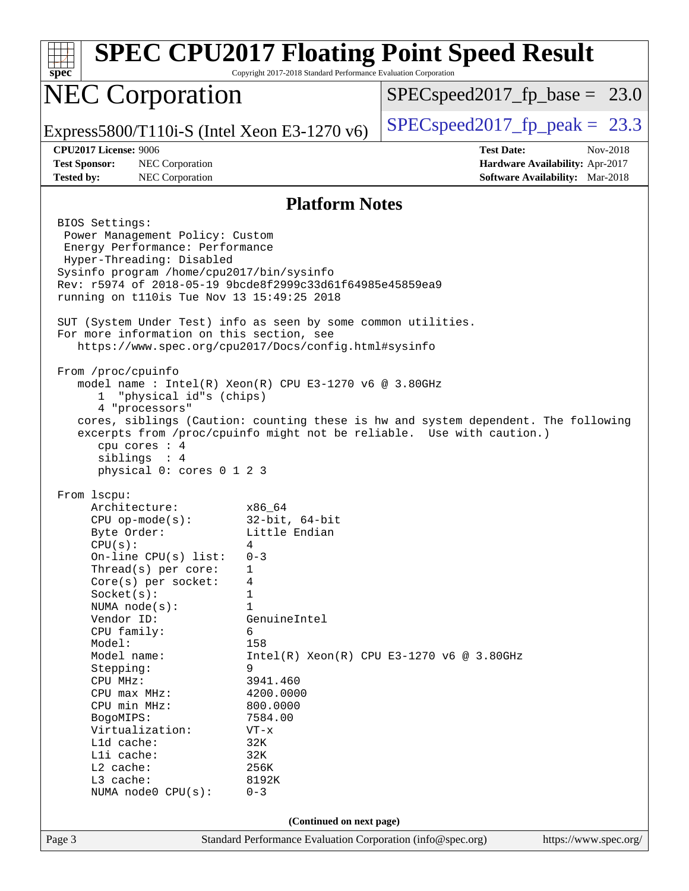# SPEC CPU2017 Floating Point Speed Result

Copyright 2017-2018 Standard Performance Evaluation Corporation

## NEC Corporation

Express5800/T110i-S (Intel Xeon E3-1270 v6)

SPECspeed2017_fp_base = 23.0

SPECspeed2017_fp_peak = 23.3

**CPU2017 License:** 9006
**Test Sponsor:** NEC Corporation
**Tested by:** NEC Corporation

**Test Date:** Nov-2018
**Hardware Availability:** Apr-2017
**Software Availability:** Mar-2018

### Platform Notes

```
BIOS Settings:
 Power Management Policy: Custom
 Energy Performance: Performance
 Hyper-Threading: Disabled
Sysinfo program /home/cpu2017/bin/sysinfo
Rev: r5974 of 2018-05-19 9bcde8f2999c33d61f64985e45859ea9
running on t110is Tue Nov 13 15:49:25 2018

SUT (System Under Test) info as seen by some common utilities.
For more information on this section, see
   https://www.spec.org/cpu2017/Docs/config.html#sysinfo

From /proc/cpuinfo
   model name : Intel(R) Xeon(R) CPU E3-1270 v6 @ 3.80GHz
      1  "physical id"s (chips)
      4 "processors"
   cores, siblings (Caution: counting these is hw and system dependent. The following
   excerpts from /proc/cpuinfo might not be reliable.  Use with caution.)
      cpu cores : 4
      siblings  : 4
      physical 0: cores 0 1 2 3

From lscpu:
     Architecture:          x86_64
     CPU op-mode(s):        32-bit, 64-bit
     Byte Order:            Little Endian
     CPU(s):                4
     On-line CPU(s) list:   0-3
     Thread(s) per core:    1
     Core(s) per socket:    4
     Socket(s):             1
     NUMA node(s):          1
     Vendor ID:             GenuineIntel
     CPU family:            6
     Model:                 158
     Model name:            Intel(R) Xeon(R) CPU E3-1270 v6 @ 3.80GHz
     Stepping:              9
     CPU MHz:               3941.460
     CPU max MHz:           4200.0000
     CPU min MHz:           800.0000
     BogoMIPS:              7584.00
     Virtualization:        VT-x
     L1d cache:             32K
     L1i cache:             32K
     L2 cache:              256K
     L3 cache:              8192K
     NUMA node0 CPU(s):     0-3
```

(Continued on next page)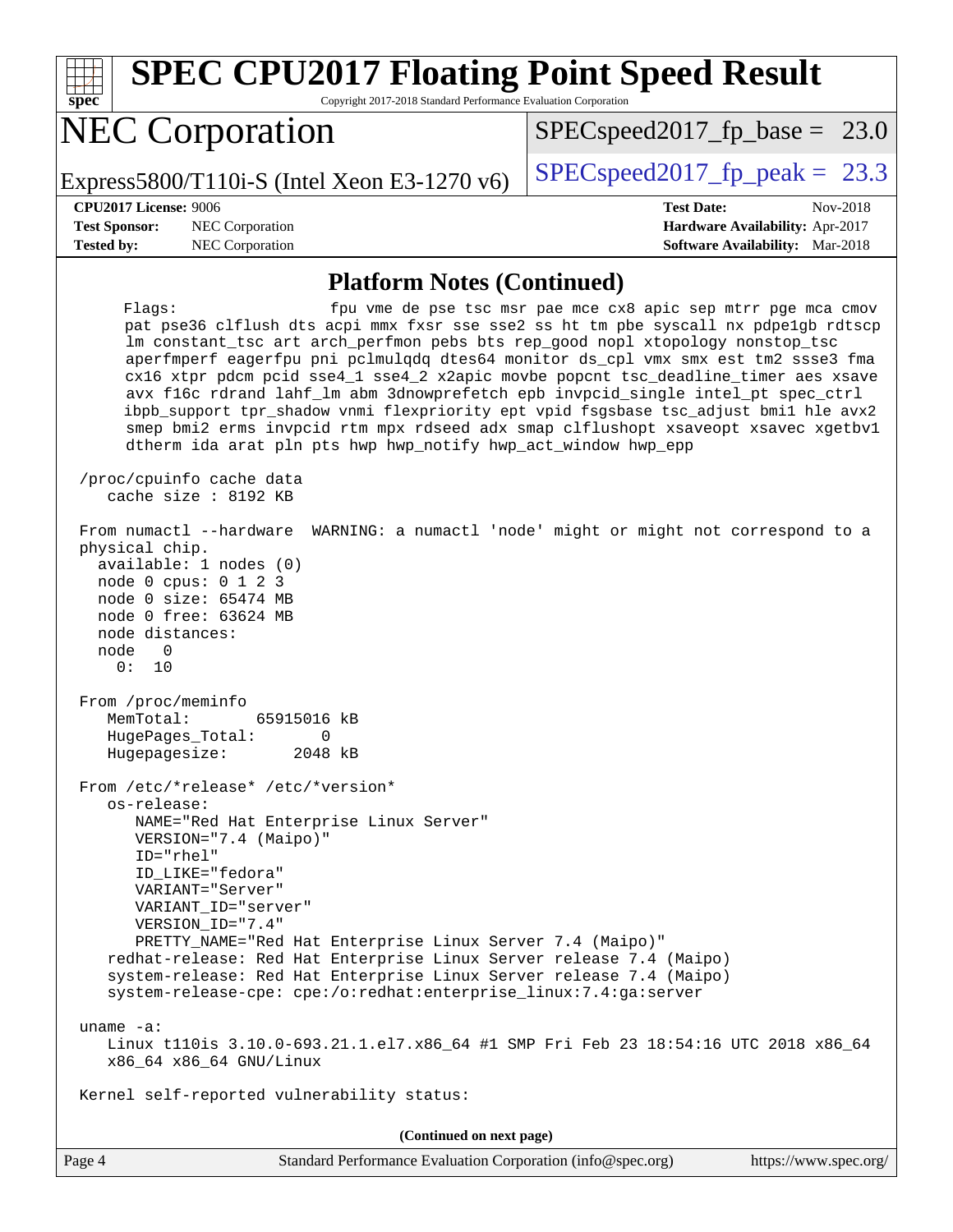## Platform Notes (Continued)

```
     Flags:                  fpu vme de pse tsc msr pae mce cx8 apic sep mtrr pge mca cmov
        pat pse36 clflush dts acpi mmx fxsr sse sse2 ss ht tm pbe syscall nx pdpe1gb rdtscp
        lm constant_tsc art arch_perfmon pebs bts rep_good nopl xtopology nonstop_tsc
        aperfmperf eagerfpu pni pclmulqdq dtes64 monitor ds_cpl vmx smx est tm2 ssse3 fma
        cx16 xtpr pdcm pcid sse4_1 sse4_2 x2apic movbe popcnt tsc_deadline_timer aes xsave
        avx f16c rdrand lahf_lm abm 3dnowprefetch epb invpcid_single intel_pt spec_ctrl
        ibpb_support tpr_shadow vnmi flexpriority ept vpid fsgsbase tsc_adjust bmi1 hle avx2
        smep bmi2 erms invpcid rtm mpx rdseed adx smap clflushopt xsaveopt xsavec xgetbv1
        dtherm ida arat pln pts hwp hwp_notify hwp_act_window hwp_epp

 /proc/cpuinfo cache data
    cache size : 8192 KB

 From numactl --hardware  WARNING: a numactl 'node' might or might not correspond to a
 physical chip.
   available: 1 nodes (0)
   node 0 cpus: 0 1 2 3
   node 0 size: 65474 MB
   node 0 free: 63624 MB
   node distances:
   node   0
     0:  10

 From /proc/meminfo
    MemTotal:       65915016 kB
    HugePages_Total:       0
    Hugepagesize:       2048 kB

 From /etc/*release* /etc/*version*
    os-release:
       NAME="Red Hat Enterprise Linux Server"
       VERSION="7.4 (Maipo)"
       ID="rhel"
       ID_LIKE="fedora"
       VARIANT="Server"
       VARIANT_ID="server"
       VERSION_ID="7.4"
       PRETTY_NAME="Red Hat Enterprise Linux Server 7.4 (Maipo)"
    redhat-release: Red Hat Enterprise Linux Server release 7.4 (Maipo)
    system-release: Red Hat Enterprise Linux Server release 7.4 (Maipo)
    system-release-cpe: cpe:/o:redhat:enterprise_linux:7.4:ga:server

 uname -a:
    Linux t110is 3.10.0-693.21.1.el7.x86_64 #1 SMP Fri Feb 23 18:54:16 UTC 2018 x86_64
    x86_64 x86_64 GNU/Linux

 Kernel self-reported vulnerability status:
```

**(Continued on next page)**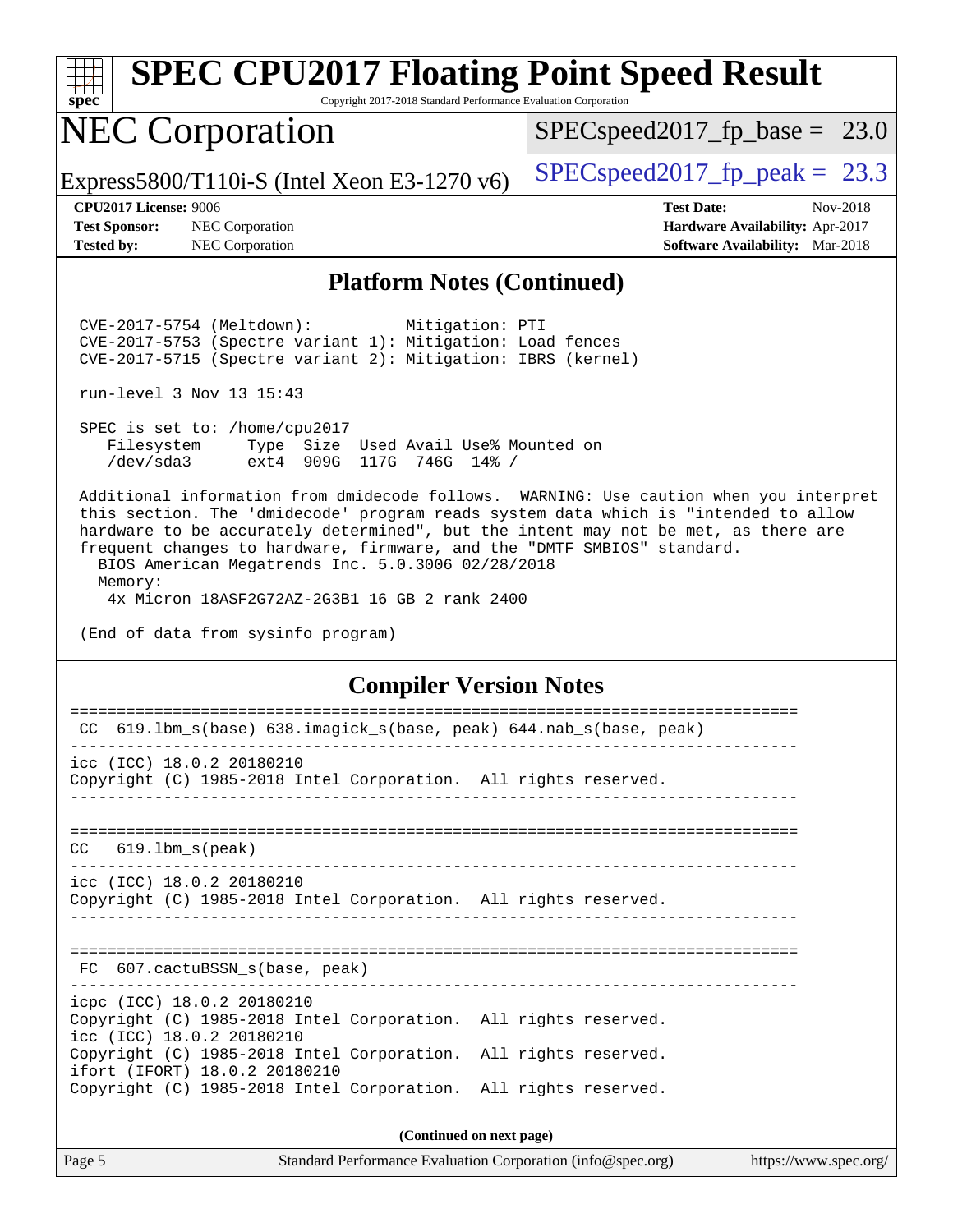# SPEC CPU2017 Floating Point Speed Result

Copyright 2017-2018 Standard Performance Evaluation Corporation

## NEC Corporation

Express5800/T110i-S (Intel Xeon E3-1270 v6)

SPECspeed2017_fp_base = 23.0

SPECspeed2017_fp_peak = 23.3

**CPU2017 License:** 9006
**Test Sponsor:** NEC Corporation
**Tested by:** NEC Corporation

**Test Date:** Nov-2018
**Hardware Availability:** Apr-2017
**Software Availability:** Mar-2018

### Platform Notes (Continued)

```
CVE-2017-5754 (Meltdown):          Mitigation: PTI
CVE-2017-5753 (Spectre variant 1): Mitigation: Load fences
CVE-2017-5715 (Spectre variant 2): Mitigation: IBRS (kernel)

run-level 3 Nov 13 15:43

SPEC is set to: /home/cpu2017
   Filesystem     Type  Size  Used Avail Use% Mounted on
   /dev/sda3      ext4  909G  117G  746G  14% /

Additional information from dmidecode follows.  WARNING: Use caution when you interpret
this section. The 'dmidecode' program reads system data which is "intended to allow
hardware to be accurately determined", but the intent may not be met, as there are
frequent changes to hardware, firmware, and the "DMTF SMBIOS" standard.
  BIOS American Megatrends Inc. 5.0.3006 02/28/2018
  Memory:
    4x Micron 18ASF2G72AZ-2G3B1 16 GB 2 rank 2400

(End of data from sysinfo program)
```

### Compiler Version Notes

```
==============================================================================
 CC  619.lbm_s(base) 638.imagick_s(base, peak) 644.nab_s(base, peak)
------------------------------------------------------------------------------
icc (ICC) 18.0.2 20180210
Copyright (C) 1985-2018 Intel Corporation.  All rights reserved.
------------------------------------------------------------------------------

==============================================================================
CC   619.lbm_s(peak)
------------------------------------------------------------------------------
icc (ICC) 18.0.2 20180210
Copyright (C) 1985-2018 Intel Corporation.  All rights reserved.
------------------------------------------------------------------------------

==============================================================================
 FC  607.cactuBSSN_s(base, peak)
------------------------------------------------------------------------------
icpc (ICC) 18.0.2 20180210
Copyright (C) 1985-2018 Intel Corporation.  All rights reserved.
icc (ICC) 18.0.2 20180210
Copyright (C) 1985-2018 Intel Corporation.  All rights reserved.
ifort (IFORT) 18.0.2 20180210
Copyright (C) 1985-2018 Intel Corporation.  All rights reserved.
```

(Continued on next page)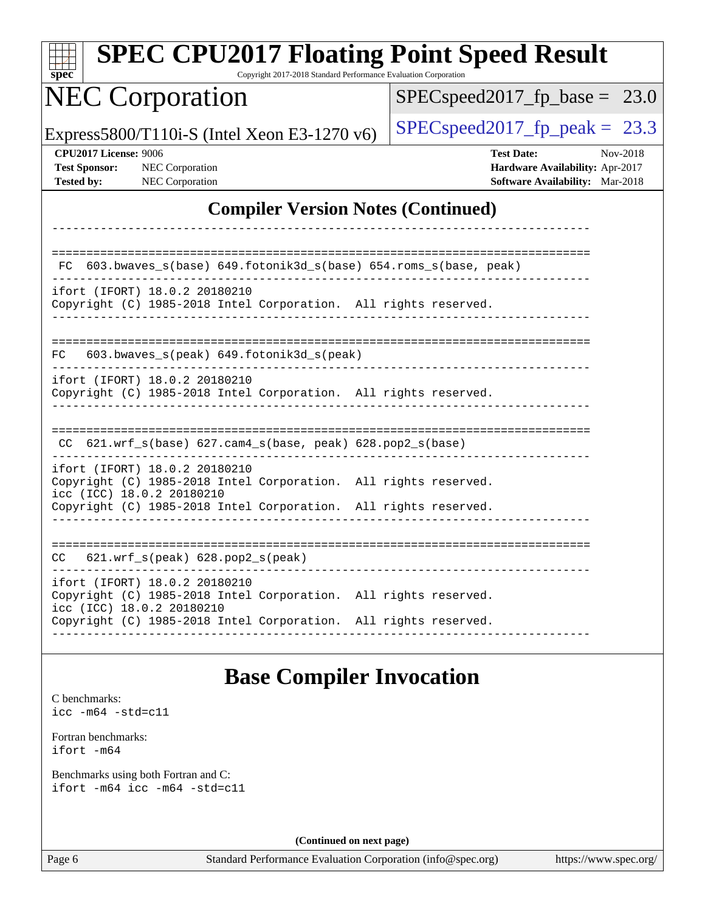## Compiler Version Notes (Continued)

```
------------------------------------------------------------------------------

==============================================================================
 FC  603.bwaves_s(base) 649.fotonik3d_s(base) 654.roms_s(base, peak)
------------------------------------------------------------------------------
ifort (IFORT) 18.0.2 20180210
Copyright (C) 1985-2018 Intel Corporation.  All rights reserved.
------------------------------------------------------------------------------

==============================================================================
FC   603.bwaves_s(peak) 649.fotonik3d_s(peak)
------------------------------------------------------------------------------
ifort (IFORT) 18.0.2 20180210
Copyright (C) 1985-2018 Intel Corporation.  All rights reserved.
------------------------------------------------------------------------------

==============================================================================
 CC  621.wrf_s(base) 627.cam4_s(base, peak) 628.pop2_s(base)
------------------------------------------------------------------------------
ifort (IFORT) 18.0.2 20180210
Copyright (C) 1985-2018 Intel Corporation.  All rights reserved.
icc (ICC) 18.0.2 20180210
Copyright (C) 1985-2018 Intel Corporation.  All rights reserved.
------------------------------------------------------------------------------

==============================================================================
CC   621.wrf_s(peak) 628.pop2_s(peak)
------------------------------------------------------------------------------
ifort (IFORT) 18.0.2 20180210
Copyright (C) 1985-2018 Intel Corporation.  All rights reserved.
icc (ICC) 18.0.2 20180210
Copyright (C) 1985-2018 Intel Corporation.  All rights reserved.
------------------------------------------------------------------------------
```

## Base Compiler Invocation

C benchmarks:
`icc -m64 -std=c11`

Fortran benchmarks:
`ifort -m64`

Benchmarks using both Fortran and C:
`ifort -m64 icc -m64 -std=c11`

(Continued on next page)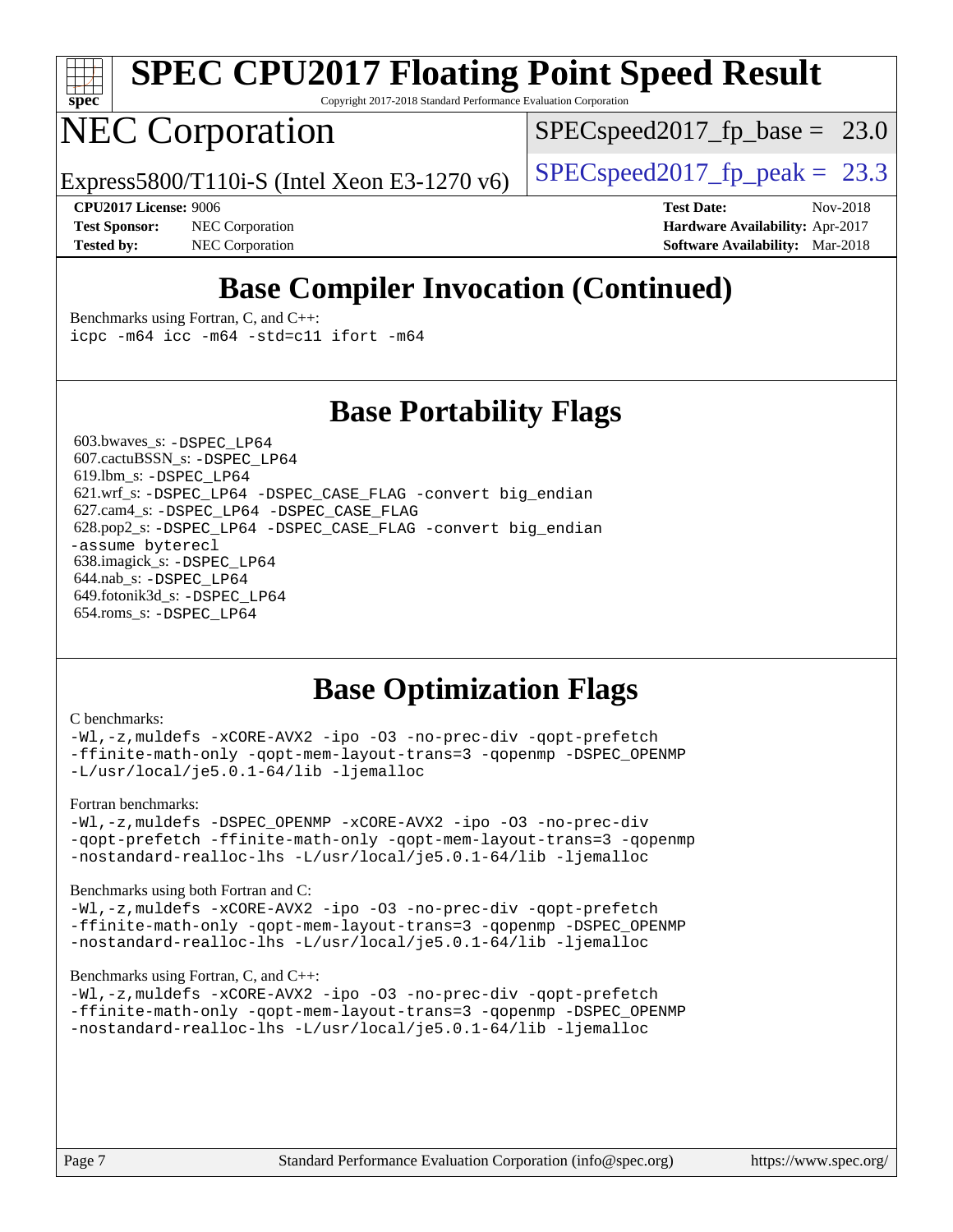# SPEC CPU2017 Floating Point Speed Result

Copyright 2017-2018 Standard Performance Evaluation Corporation

# NEC Corporation

Express5800/T110i-S (Intel Xeon E3-1270 v6)

SPECspeed2017_fp_base = 23.0

SPECspeed2017_fp_peak = 23.3

**CPU2017 License:** 9006
**Test Sponsor:** NEC Corporation
**Tested by:** NEC Corporation

**Test Date:** Nov-2018
**Hardware Availability:** Apr-2017
**Software Availability:** Mar-2018

## Base Compiler Invocation (Continued)

Benchmarks using Fortran, C, and C++:

```
icpc -m64 icc -m64 -std=c11 ifort -m64
```

## Base Portability Flags

603.bwaves_s: `-DSPEC_LP64`
607.cactuBSSN_s: `-DSPEC_LP64`
619.lbm_s: `-DSPEC_LP64`
621.wrf_s: `-DSPEC_LP64 -DSPEC_CASE_FLAG -convert big_endian`
627.cam4_s: `-DSPEC_LP64 -DSPEC_CASE_FLAG`
628.pop2_s: `-DSPEC_LP64 -DSPEC_CASE_FLAG -convert big_endian -assume byterecl`
638.imagick_s: `-DSPEC_LP64`
644.nab_s: `-DSPEC_LP64`
649.fotonik3d_s: `-DSPEC_LP64`
654.roms_s: `-DSPEC_LP64`

## Base Optimization Flags

C benchmarks:

```
-Wl,-z,muldefs -xCORE-AVX2 -ipo -O3 -no-prec-div -qopt-prefetch
-ffinite-math-only -qopt-mem-layout-trans=3 -qopenmp -DSPEC_OPENMP
-L/usr/local/je5.0.1-64/lib -ljemalloc
```

Fortran benchmarks:

```
-Wl,-z,muldefs -DSPEC_OPENMP -xCORE-AVX2 -ipo -O3 -no-prec-div
-qopt-prefetch -ffinite-math-only -qopt-mem-layout-trans=3 -qopenmp
-nostandard-realloc-lhs -L/usr/local/je5.0.1-64/lib -ljemalloc
```

Benchmarks using both Fortran and C:

```
-Wl,-z,muldefs -xCORE-AVX2 -ipo -O3 -no-prec-div -qopt-prefetch
-ffinite-math-only -qopt-mem-layout-trans=3 -qopenmp -DSPEC_OPENMP
-nostandard-realloc-lhs -L/usr/local/je5.0.1-64/lib -ljemalloc
```

Benchmarks using Fortran, C, and C++:

```
-Wl,-z,muldefs -xCORE-AVX2 -ipo -O3 -no-prec-div -qopt-prefetch
-ffinite-math-only -qopt-mem-layout-trans=3 -qopenmp -DSPEC_OPENMP
-nostandard-realloc-lhs -L/usr/local/je5.0.1-64/lib -ljemalloc
```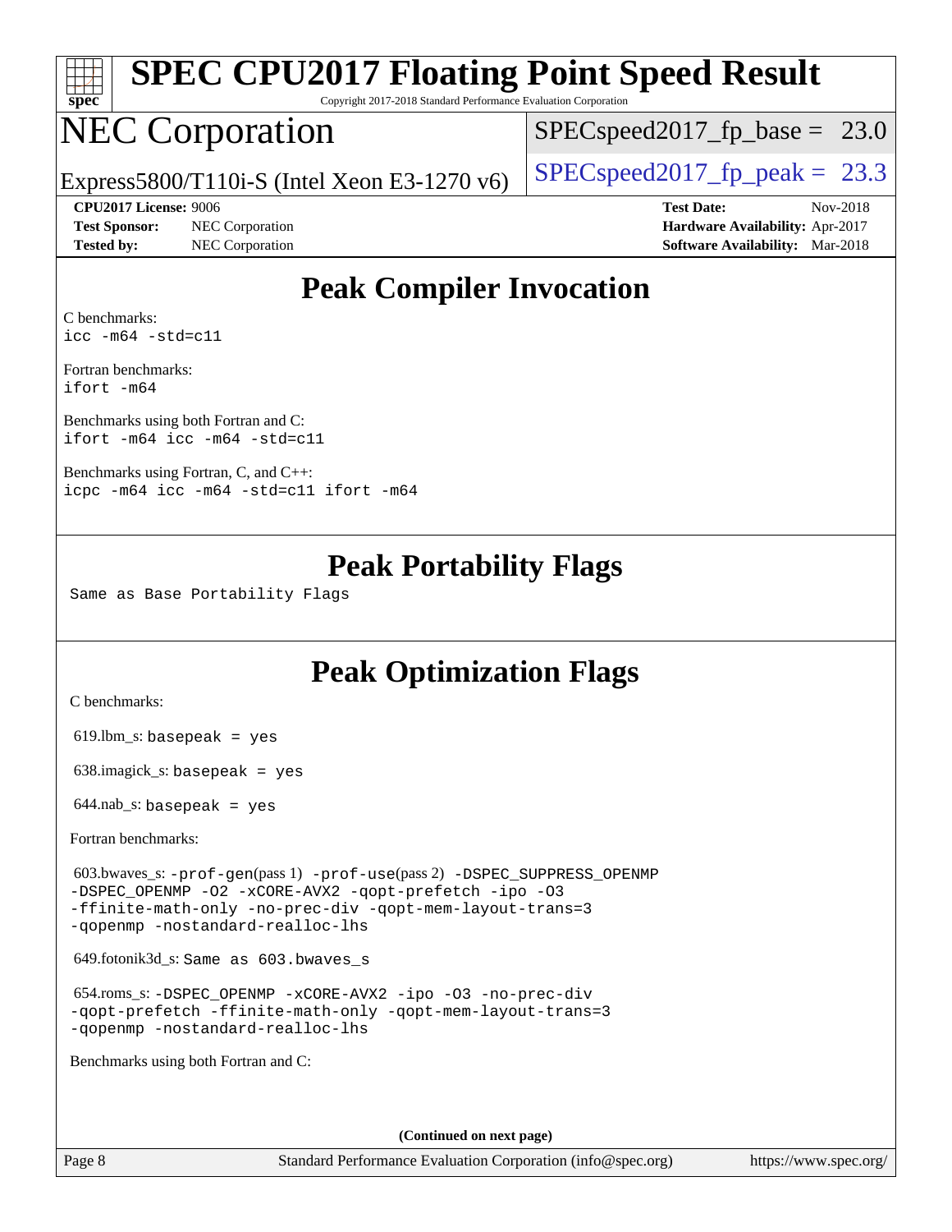# SPEC CPU2017 Floating Point Speed Result

Copyright 2017-2018 Standard Performance Evaluation Corporation

# NEC Corporation

Express5800/T110i-S (Intel Xeon E3-1270 v6)

SPECspeed2017_fp_base = 23.0

SPECspeed2017_fp_peak = 23.3

**CPU2017 License:** 9006
**Test Sponsor:** NEC Corporation
**Tested by:** NEC Corporation

**Test Date:** Nov-2018
**Hardware Availability:** Apr-2017
**Software Availability:** Mar-2018

## Peak Compiler Invocation

C benchmarks:
`icc -m64 -std=c11`

Fortran benchmarks:
`ifort -m64`

Benchmarks using both Fortran and C:
`ifort -m64 icc -m64 -std=c11`

Benchmarks using Fortran, C, and C++:
`icpc -m64 icc -m64 -std=c11 ifort -m64`

## Peak Portability Flags

Same as Base Portability Flags

## Peak Optimization Flags

C benchmarks:

619.lbm_s: `basepeak = yes`

638.imagick_s: `basepeak = yes`

644.nab_s: `basepeak = yes`

Fortran benchmarks:

603.bwaves_s: `-prof-gen`(pass 1) `-prof-use`(pass 2) `-DSPEC_SUPPRESS_OPENMP -DSPEC_OPENMP -O2 -xCORE-AVX2 -qopt-prefetch -ipo -O3 -ffinite-math-only -no-prec-div -qopt-mem-layout-trans=3 -qopenmp -nostandard-realloc-lhs`

649.fotonik3d_s: `Same as 603.bwaves_s`

654.roms_s: `-DSPEC_OPENMP -xCORE-AVX2 -ipo -O3 -no-prec-div -qopt-prefetch -ffinite-math-only -qopt-mem-layout-trans=3 -qopenmp -nostandard-realloc-lhs`

Benchmarks using both Fortran and C:

**(Continued on next page)**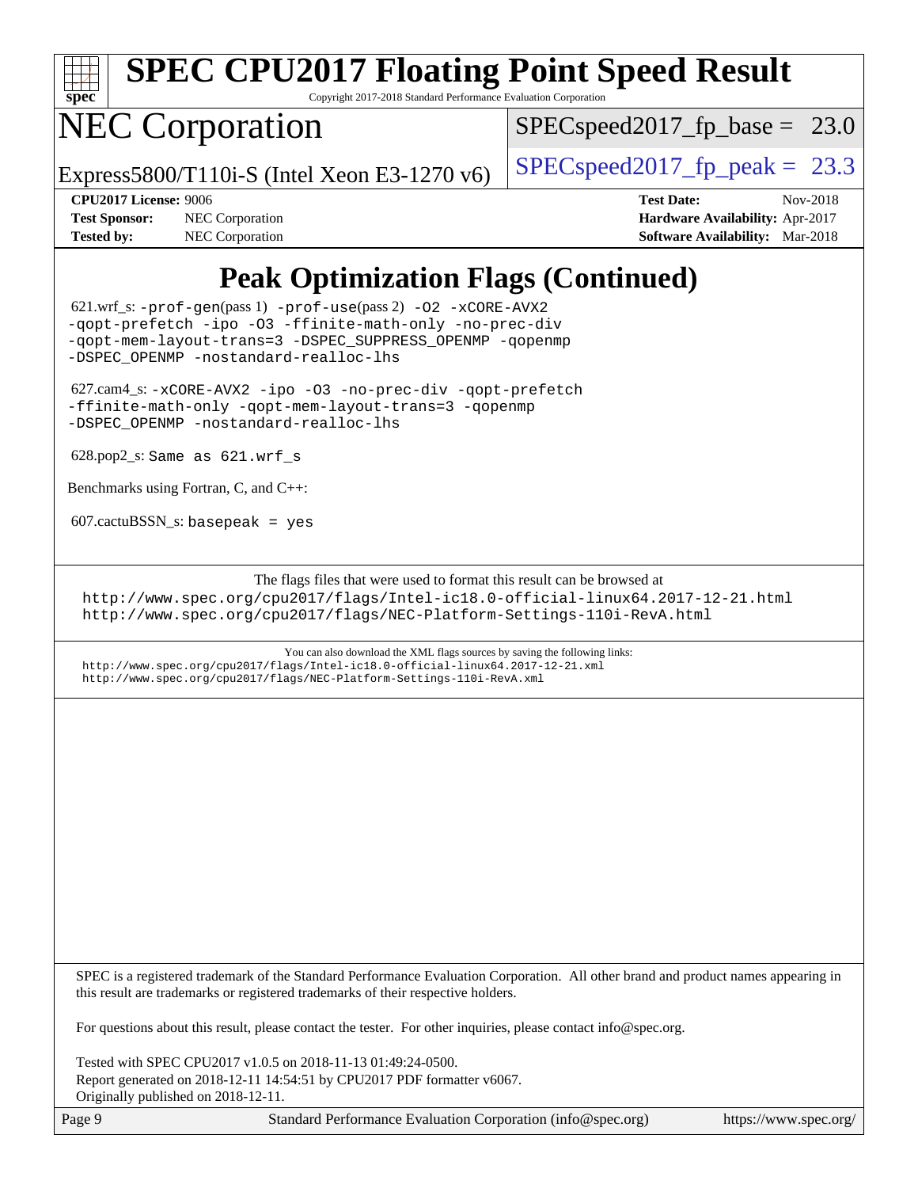# SPEC CPU2017 Floating Point Speed Result

Copyright 2017-2018 Standard Performance Evaluation Corporation

# NEC Corporation

Express5800/T110i-S (Intel Xeon E3-1270 v6)

SPECspeed2017_fp_base = 23.0

SPECspeed2017_fp_peak = 23.3

**CPU2017 License:** 9006
**Test Sponsor:** NEC Corporation
**Tested by:** NEC Corporation

**Test Date:** Nov-2018
**Hardware Availability:** Apr-2017
**Software Availability:** Mar-2018

## Peak Optimization Flags (Continued)

621.wrf_s: -prof-gen(pass 1) -prof-use(pass 2) -O2 -xCORE-AVX2 -qopt-prefetch -ipo -O3 -ffinite-math-only -no-prec-div -qopt-mem-layout-trans=3 -DSPEC_SUPPRESS_OPENMP -qopenmp -DSPEC_OPENMP -nostandard-realloc-lhs

627.cam4_s: -xCORE-AVX2 -ipo -O3 -no-prec-div -qopt-prefetch -ffinite-math-only -qopt-mem-layout-trans=3 -qopenmp -DSPEC_OPENMP -nostandard-realloc-lhs

628.pop2_s: Same as 621.wrf_s

Benchmarks using Fortran, C, and C++:

607.cactuBSSN_s: basepeak = yes

The flags files that were used to format this result can be browsed at
http://www.spec.org/cpu2017/flags/Intel-ic18.0-official-linux64.2017-12-21.html
http://www.spec.org/cpu2017/flags/NEC-Platform-Settings-110i-RevA.html

You can also download the XML flags sources by saving the following links:
http://www.spec.org/cpu2017/flags/Intel-ic18.0-official-linux64.2017-12-21.xml
http://www.spec.org/cpu2017/flags/NEC-Platform-Settings-110i-RevA.xml

SPEC is a registered trademark of the Standard Performance Evaluation Corporation. All other brand and product names appearing in this result are trademarks or registered trademarks of their respective holders.

For questions about this result, please contact the tester. For other inquiries, please contact info@spec.org.

Tested with SPEC CPU2017 v1.0.5 on 2018-11-13 01:49:24-0500.
Report generated on 2018-12-11 14:54:51 by CPU2017 PDF formatter v6067.
Originally published on 2018-12-11.